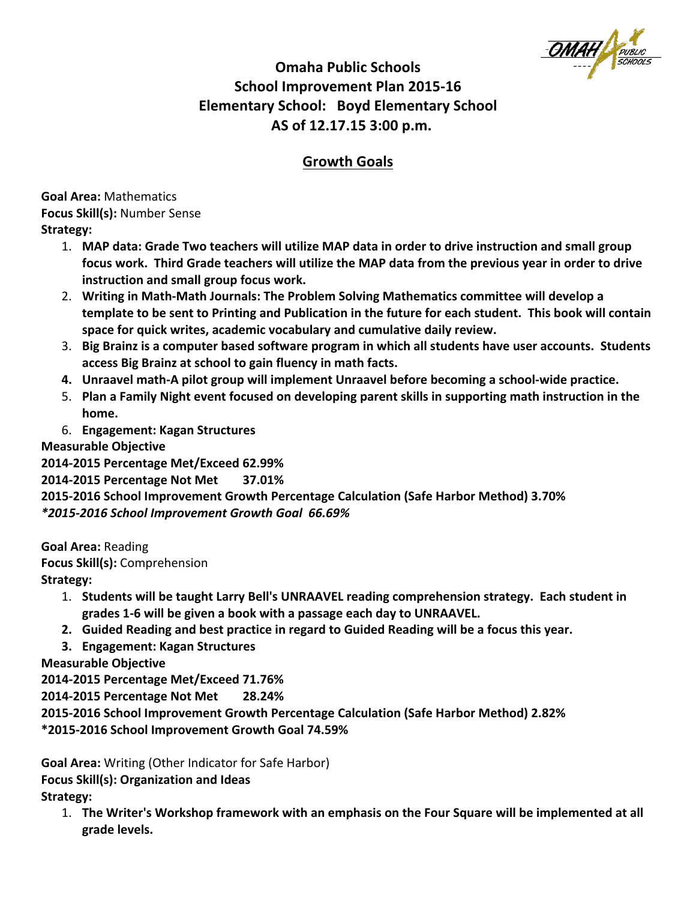# Omaha Public Schools
# School Improvement Plan 2015-16
# Elementary School: Boyd Elementary School
# AS of 12.17.15 3:00 p.m.

## Growth Goals

**Goal Area:** Mathematics
**Focus Skill(s):** Number Sense
**Strategy:**

1. **MAP data: Grade Two teachers will utilize MAP data in order to drive instruction and small group focus work. Third Grade teachers will utilize the MAP data from the previous year in order to drive instruction and small group focus work.**
2. **Writing in Math-Math Journals: The Problem Solving Mathematics committee will develop a template to be sent to Printing and Publication in the future for each student. This book will contain space for quick writes, academic vocabulary and cumulative daily review.**
3. **Big Brainz is a computer based software program in which all students have user accounts. Students access Big Brainz at school to gain fluency in math facts.**
4. **Unraavel math-A pilot group will implement Unraavel before becoming a school-wide practice.**
5. **Plan a Family Night event focused on developing parent skills in supporting math instruction in the home.**
6. **Engagement: Kagan Structures**

**Measurable Objective**
**2014-2015 Percentage Met/Exceed 62.99%**
**2014-2015 Percentage Not Met 37.01%**
**2015-2016 School Improvement Growth Percentage Calculation (Safe Harbor Method) 3.70%**
***\*2015-2016 School Improvement Growth Goal 66.69%***

**Goal Area:** Reading
**Focus Skill(s):** Comprehension
**Strategy:**

1. **Students will be taught Larry Bell's UNRAAVEL reading comprehension strategy. Each student in grades 1-6 will be given a book with a passage each day to UNRAAVEL.**
2. **Guided Reading and best practice in regard to Guided Reading will be a focus this year.**
3. **Engagement: Kagan Structures**

**Measurable Objective**
**2014-2015 Percentage Met/Exceed 71.76%**
**2014-2015 Percentage Not Met 28.24%**
**2015-2016 School Improvement Growth Percentage Calculation (Safe Harbor Method) 2.82%**
**\*2015-2016 School Improvement Growth Goal 74.59%**

**Goal Area:** Writing (Other Indicator for Safe Harbor)
**Focus Skill(s): Organization and Ideas**
**Strategy:**

1. **The Writer's Workshop framework with an emphasis on the Four Square will be implemented at all grade levels.**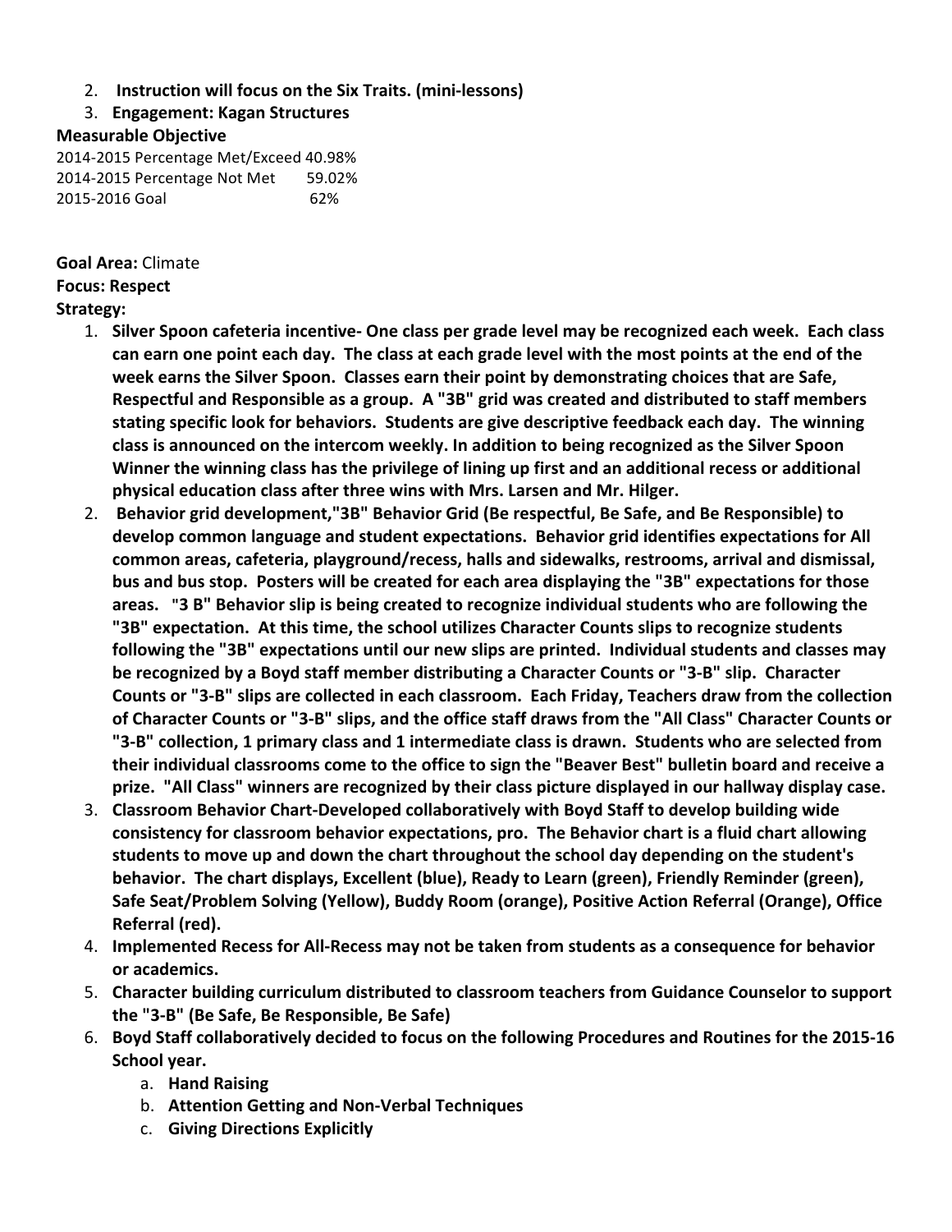2. **Instruction will focus on the Six Traits. (mini-lessons)**
3. **Engagement: Kagan Structures**

**Measurable Objective**

2014-2015 Percentage Met/Exceed 40.98%
2014-2015 Percentage Not Met 59.02%
2015-2016 Goal 62%

**Goal Area:** Climate
**Focus: Respect**
**Strategy:**

1. **Silver Spoon cafeteria incentive- One class per grade level may be recognized each week. Each class can earn one point each day. The class at each grade level with the most points at the end of the week earns the Silver Spoon. Classes earn their point by demonstrating choices that are Safe, Respectful and Responsible as a group. A "3B" grid was created and distributed to staff members stating specific look for behaviors. Students are give descriptive feedback each day. The winning class is announced on the intercom weekly. In addition to being recognized as the Silver Spoon Winner the winning class has the privilege of lining up first and an additional recess or additional physical education class after three wins with Mrs. Larsen and Mr. Hilger.**
2. **Behavior grid development,"3B" Behavior Grid (Be respectful, Be Safe, and Be Responsible) to develop common language and student expectations. Behavior grid identifies expectations for All common areas, cafeteria, playground/recess, halls and sidewalks, restrooms, arrival and dismissal, bus and bus stop. Posters will be created for each area displaying the "3B" expectations for those areas. "3 B" Behavior slip is being created to recognize individual students who are following the "3B" expectation. At this time, the school utilizes Character Counts slips to recognize students following the "3B" expectations until our new slips are printed. Individual students and classes may be recognized by a Boyd staff member distributing a Character Counts or "3-B" slip. Character Counts or "3-B" slips are collected in each classroom. Each Friday, Teachers draw from the collection of Character Counts or "3-B" slips, and the office staff draws from the "All Class" Character Counts or "3-B" collection, 1 primary class and 1 intermediate class is drawn. Students who are selected from their individual classrooms come to the office to sign the "Beaver Best" bulletin board and receive a prize. "All Class" winners are recognized by their class picture displayed in our hallway display case.**
3. **Classroom Behavior Chart-Developed collaboratively with Boyd Staff to develop building wide consistency for classroom behavior expectations, pro. The Behavior chart is a fluid chart allowing students to move up and down the chart throughout the school day depending on the student's behavior. The chart displays, Excellent (blue), Ready to Learn (green), Friendly Reminder (green), Safe Seat/Problem Solving (Yellow), Buddy Room (orange), Positive Action Referral (Orange), Office Referral (red).**
4. **Implemented Recess for All-Recess may not be taken from students as a consequence for behavior or academics.**
5. **Character building curriculum distributed to classroom teachers from Guidance Counselor to support the "3-B" (Be Safe, Be Responsible, Be Safe)**
6. **Boyd Staff collaboratively decided to focus on the following Procedures and Routines for the 2015-16 School year.**
   a. **Hand Raising**
   b. **Attention Getting and Non-Verbal Techniques**
   c. **Giving Directions Explicitly**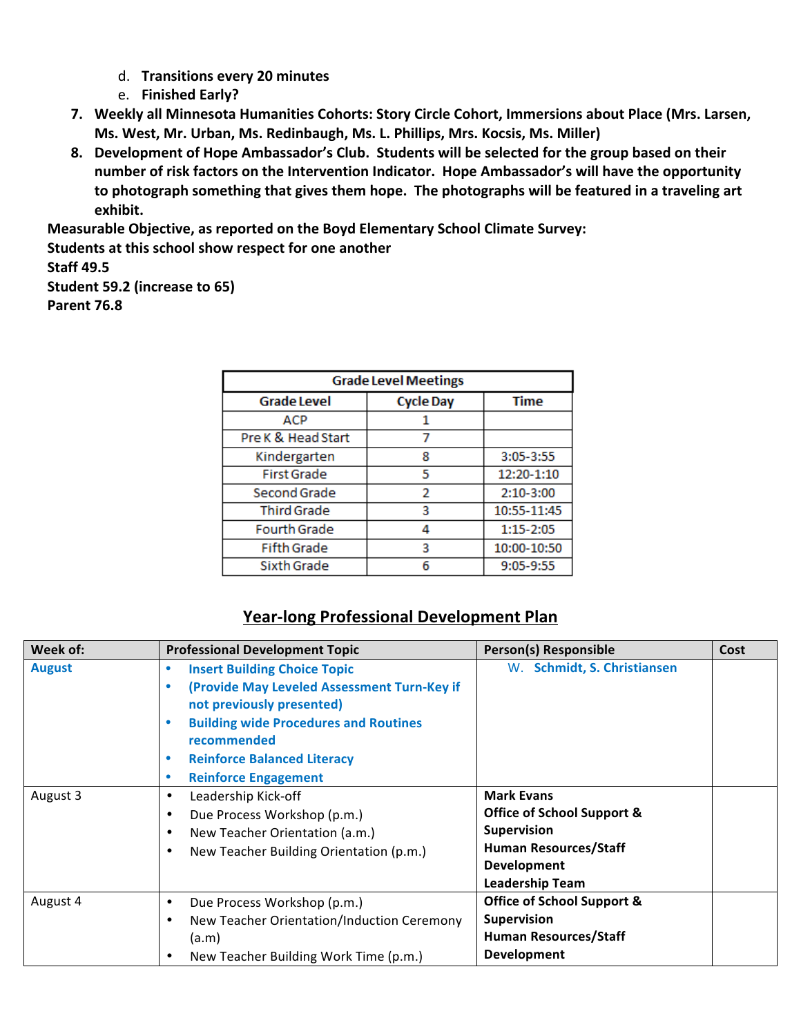d. **Transitions every 20 minutes**
   e. **Finished Early?**

7. **Weekly all Minnesota Humanities Cohorts: Story Circle Cohort, Immersions about Place (Mrs. Larsen, Ms. West, Mr. Urban, Ms. Redinbaugh, Ms. L. Phillips, Mrs. Kocsis, Ms. Miller)**
8. **Development of Hope Ambassador's Club. Students will be selected for the group based on their number of risk factors on the Intervention Indicator. Hope Ambassador's will have the opportunity to photograph something that gives them hope. The photographs will be featured in a traveling art exhibit.**

**Measurable Objective, as reported on the Boyd Elementary School Climate Survey:**
**Students at this school show respect for one another**
**Staff 49.5**
**Student 59.2 (increase to 65)**
**Parent 76.8**

| Grade Level Meetings | | |
|---|---|---|
| **Grade Level** | **Cycle Day** | **Time** |
| ACP | 1 | |
| Pre K & Head Start | 7 | |
| Kindergarten | 8 | 3:05-3:55 |
| First Grade | 5 | 12:20-1:10 |
| Second Grade | 2 | 2:10-3:00 |
| Third Grade | 3 | 10:55-11:45 |
| Fourth Grade | 4 | 1:15-2:05 |
| Fifth Grade | 3 | 10:00-10:50 |
| Sixth Grade | 6 | 9:05-9:55 |

## Year-long Professional Development Plan

| Week of: | Professional Development Topic | Person(s) Responsible | Cost |
|---|---|---|---|
| **August** | • **Insert Building Choice Topic**<br>• **(Provide May Leveled Assessment Turn-Key if not previously presented)**<br>• **Building wide Procedures and Routines recommended**<br>• **Reinforce Balanced Literacy**<br>• **Reinforce Engagement** | **W. Schmidt, S. Christiansen** | |
| August 3 | • Leadership Kick-off<br>• Due Process Workshop (p.m.)<br>• New Teacher Orientation (a.m.)<br>• New Teacher Building Orientation (p.m.) | **Mark Evans**<br>**Office of School Support & Supervision**<br>**Human Resources/Staff Development**<br>**Leadership Team** | |
| August 4 | • Due Process Workshop (p.m.)<br>• New Teacher Orientation/Induction Ceremony (a.m)<br>• New Teacher Building Work Time (p.m.) | **Office of School Support & Supervision**<br>**Human Resources/Staff Development** | |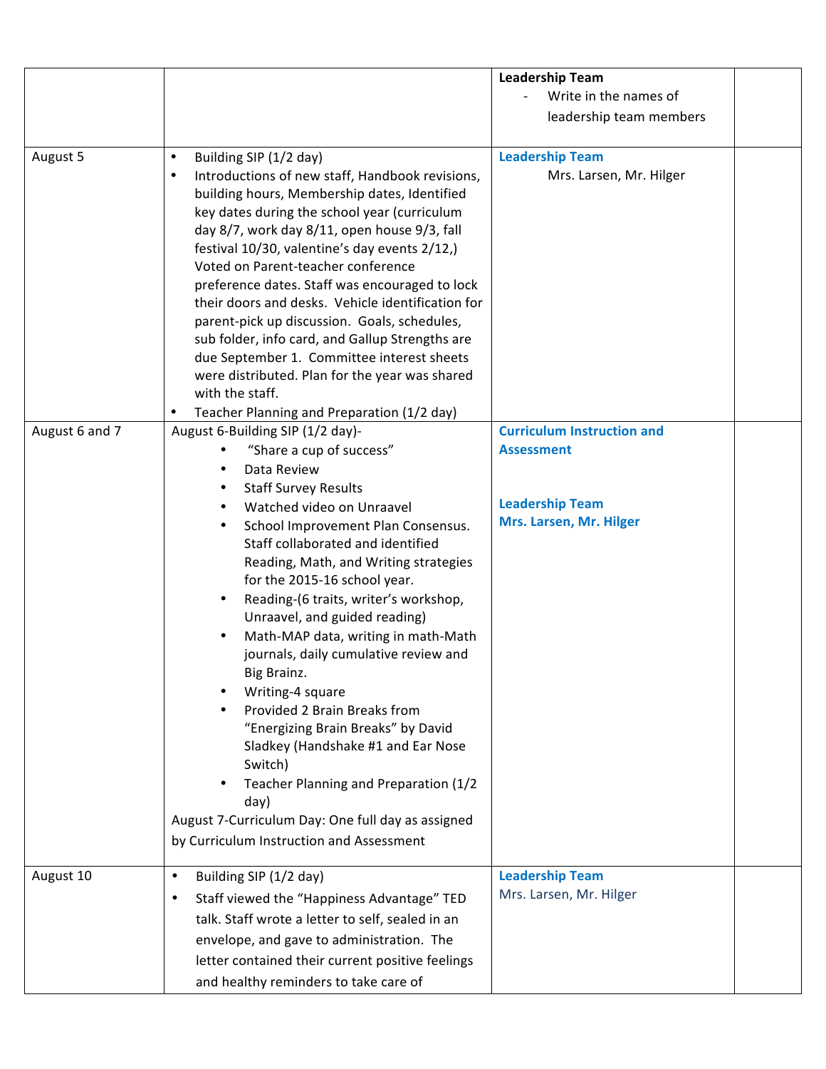| | | | |
|---|---|---|---|
| | | **Leadership Team**<br>- Write in the names of leadership team members | |
| August 5 | • Building SIP (1/2 day)<br>• Introductions of new staff, Handbook revisions, building hours, Membership dates, Identified key dates during the school year (curriculum day 8/7, work day 8/11, open house 9/3, fall festival 10/30, valentine's day events 2/12,) Voted on Parent-teacher conference preference dates. Staff was encouraged to lock their doors and desks. Vehicle identification for parent-pick up discussion. Goals, schedules, sub folder, info card, and Gallup Strengths are due September 1. Committee interest sheets were distributed. Plan for the year was shared with the staff.<br>• Teacher Planning and Preparation (1/2 day) | **Leadership Team**<br>Mrs. Larsen, Mr. Hilger | |
| August 6 and 7 | August 6-Building SIP (1/2 day)-<br>• "Share a cup of success"<br>• Data Review<br>• Staff Survey Results<br>• Watched video on Unraavel<br>• School Improvement Plan Consensus. Staff collaborated and identified Reading, Math, and Writing strategies for the 2015-16 school year.<br>• Reading-(6 traits, writer's workshop, Unraavel, and guided reading)<br>• Math-MAP data, writing in math-Math journals, daily cumulative review and Big Brainz.<br>• Writing-4 square<br>• Provided 2 Brain Breaks from "Energizing Brain Breaks" by David Sladkey (Handshake #1 and Ear Nose Switch)<br>• Teacher Planning and Preparation (1/2 day)<br>August 7-Curriculum Day: One full day as assigned by Curriculum Instruction and Assessment | **Curriculum Instruction and Assessment**<br><br>**Leadership Team**<br>**Mrs. Larsen, Mr. Hilger** | |
| August 10 | • Building SIP (1/2 day)<br>• Staff viewed the "Happiness Advantage" TED talk. Staff wrote a letter to self, sealed in an envelope, and gave to administration. The letter contained their current positive feelings and healthy reminders to take care of | **Leadership Team**<br>Mrs. Larsen, Mr. Hilger | |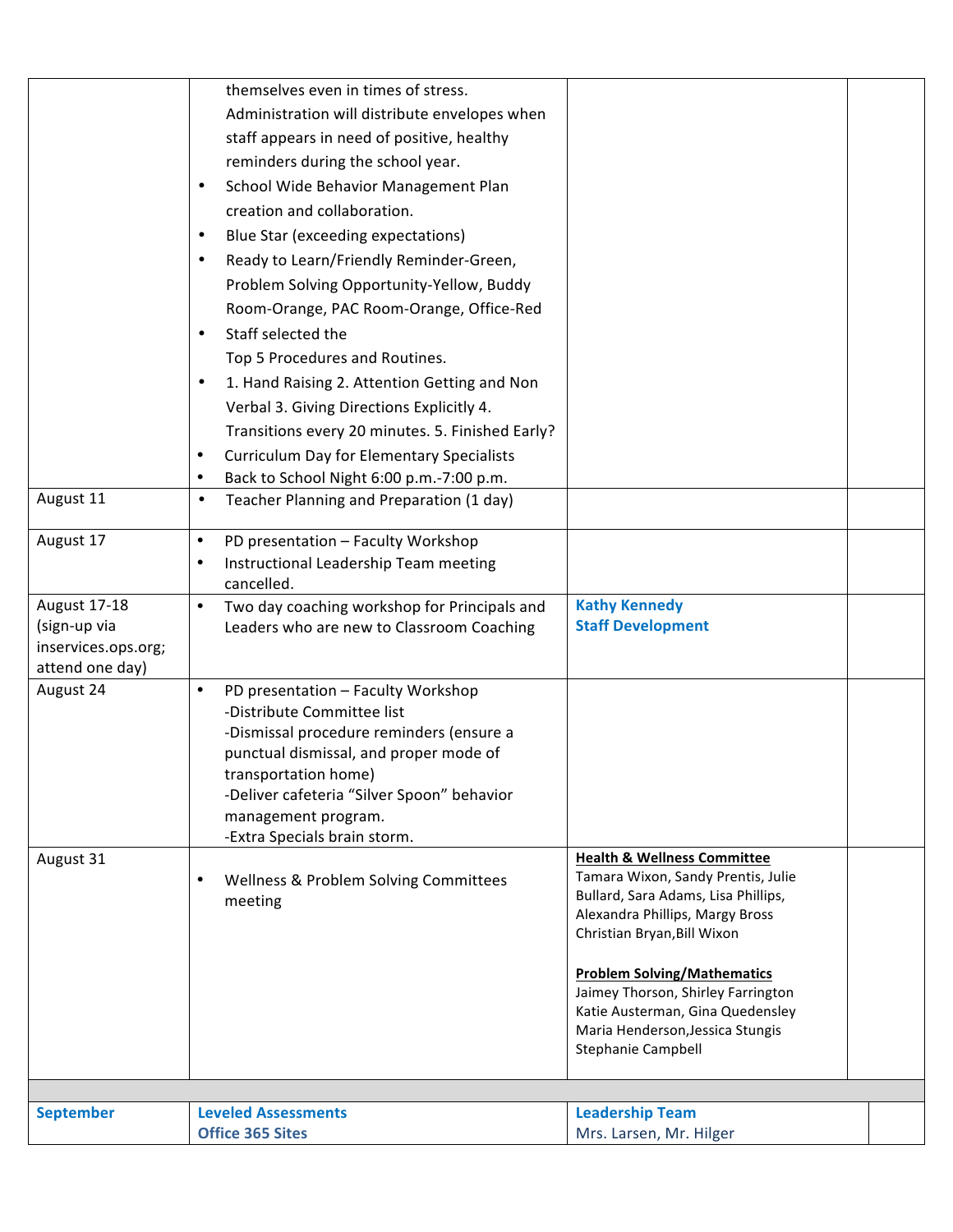| | | | |
|---|---|---|---|
| | themselves even in times of stress. Administration will distribute envelopes when staff appears in need of positive, healthy reminders during the school year.<br>• School Wide Behavior Management Plan creation and collaboration.<br>• Blue Star (exceeding expectations)<br>• Ready to Learn/Friendly Reminder-Green, Problem Solving Opportunity-Yellow, Buddy Room-Orange, PAC Room-Orange, Office-Red<br>• Staff selected the Top 5 Procedures and Routines.<br>• 1. Hand Raising 2. Attention Getting and Non Verbal 3. Giving Directions Explicitly 4. Transitions every 20 minutes. 5. Finished Early?<br>• Curriculum Day for Elementary Specialists<br>• Back to School Night 6:00 p.m.-7:00 p.m. | | |
| August 11 | • Teacher Planning and Preparation (1 day) | | |
| August 17 | • PD presentation – Faculty Workshop<br>• Instructional Leadership Team meeting cancelled. | | |
| August 17-18 (sign-up via inservices.ops.org; attend one day) | • Two day coaching workshop for Principals and Leaders who are new to Classroom Coaching | **Kathy Kennedy**<br>**Staff Development** | |
| August 24 | • PD presentation – Faculty Workshop<br>-Distribute Committee list<br>-Dismissal procedure reminders (ensure a punctual dismissal, and proper mode of transportation home)<br>-Deliver cafeteria "Silver Spoon" behavior management program.<br>-Extra Specials brain storm. | | |
| August 31 | • Wellness & Problem Solving Committees meeting | **Health & Wellness Committee**<br>Tamara Wixon, Sandy Prentis, Julie Bullard, Sara Adams, Lisa Phillips, Alexandra Phillips, Margy Bross Christian Bryan, Bill Wixon<br><br>**Problem Solving/Mathematics**<br>Jaimey Thorson, Shirley Farrington Katie Austerman, Gina Quedensley Maria Henderson, Jessica Stungis Stephanie Campbell | |
| | | | |
| **September** | **Leveled Assessments**<br>**Office 365 Sites** | **Leadership Team**<br>Mrs. Larsen, Mr. Hilger | |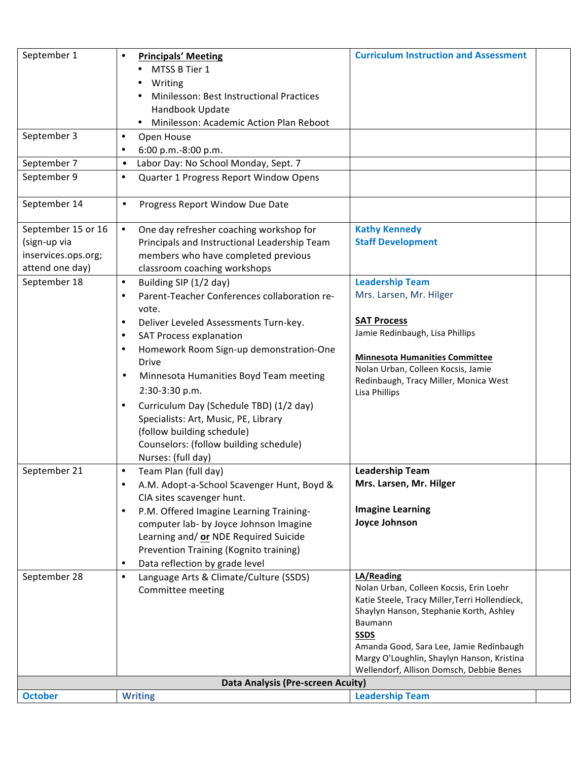| | | | |
|---|---|---|---|
| September 1 | • **Principals' Meeting**<br>• MTSS B Tier 1<br>• Writing<br>• Minilesson: Best Instructional Practices Handbook Update<br>• Minilesson: Academic Action Plan Reboot | **Curriculum Instruction and Assessment** | |
| September 3 | • Open House<br>• 6:00 p.m.-8:00 p.m. | | |
| September 7 | • Labor Day: No School Monday, Sept. 7 | | |
| September 9 | • Quarter 1 Progress Report Window Opens | | |
| September 14 | • Progress Report Window Due Date | | |
| September 15 or 16 (sign-up via inservices.ops.org; attend one day) | • One day refresher coaching workshop for Principals and Instructional Leadership Team members who have completed previous classroom coaching workshops | **Kathy Kennedy**<br>**Staff Development** | |
| September 18 | • Building SIP (1/2 day)<br>• Parent-Teacher Conferences collaboration re-vote.<br>• Deliver Leveled Assessments Turn-key.<br>• SAT Process explanation<br>• Homework Room Sign-up demonstration-One Drive<br>• Minnesota Humanities Boyd Team meeting 2:30-3:30 p.m.<br>• Curriculum Day (Schedule TBD) (1/2 day) Specialists: Art, Music, PE, Library (follow building schedule) Counselors: (follow building schedule) Nurses: (full day) | **Leadership Team**<br>Mrs. Larsen, Mr. Hilger<br><br>**SAT Process**<br>Jamie Redinbaugh, Lisa Phillips<br><br>**Minnesota Humanities Committee**<br>Nolan Urban, Colleen Kocsis, Jamie Redinbaugh, Tracy Miller, Monica West Lisa Phillips | |
| September 21 | • Team Plan (full day)<br>• A.M. Adopt-a-School Scavenger Hunt, Boyd & CIA sites scavenger hunt.<br>• P.M. Offered Imagine Learning Training-computer lab- by Joyce Johnson Imagine Learning and/ **or** NDE Required Suicide Prevention Training (Kognito training)<br>• Data reflection by grade level | **Leadership Team**<br>**Mrs. Larsen, Mr. Hilger**<br><br>**Imagine Learning**<br>**Joyce Johnson** | |
| September 28 | • Language Arts & Climate/Culture (SSDS) Committee meeting | **LA/Reading**<br>Nolan Urban, Colleen Kocsis, Erin Loehr Katie Steele, Tracy Miller,Terri Hollendieck, Shaylyn Hanson, Stephanie Korth, Ashley Baumann<br>**SSDS**<br>Amanda Good, Sara Lee, Jamie Redinbaugh Margy O'Loughlin, Shaylyn Hanson, Kristina Wellendorf, Allison Domsch, Debbie Benes | |
| **Data Analysis (Pre-screen Acuity)** | | | |
| **October** | **Writing** | **Leadership Team** | |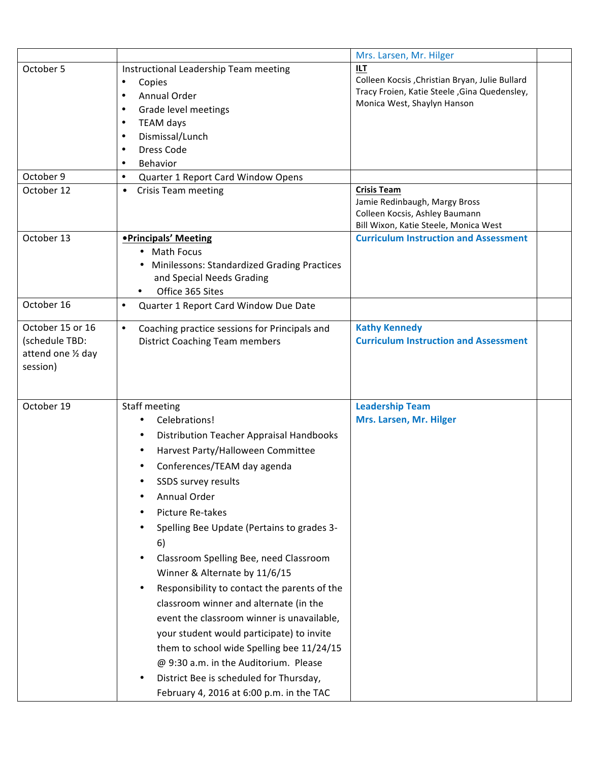| | | | |
|---|---|---|---|
| | | Mrs. Larsen, Mr. Hilger | |
| October 5 | Instructional Leadership Team meeting<br>• Copies<br>• Annual Order<br>• Grade level meetings<br>• TEAM days<br>• Dismissal/Lunch<br>• Dress Code<br>• Behavior | **ILT**<br>Colleen Kocsis ,Christian Bryan, Julie Bullard Tracy Froien, Katie Steele ,Gina Quedensley, Monica West, Shaylyn Hanson | |
| October 9 | • Quarter 1 Report Card Window Opens | | |
| October 12 | • Crisis Team meeting | **Crisis Team**<br>Jamie Redinbaugh, Margy Bross<br>Colleen Kocsis, Ashley Baumann<br>Bill Wixon, Katie Steele, Monica West | |
| October 13 | **•Principals' Meeting**<br>• Math Focus<br>• Minilessons: Standardized Grading Practices and Special Needs Grading<br>• Office 365 Sites | **Curriculum Instruction and Assessment** | |
| October 16 | • Quarter 1 Report Card Window Due Date | | |
| October 15 or 16 (schedule TBD: attend one ½ day session) | • Coaching practice sessions for Principals and District Coaching Team members | **Kathy Kennedy**<br>**Curriculum Instruction and Assessment** | |
| October 19 | Staff meeting<br>• Celebrations!<br>• Distribution Teacher Appraisal Handbooks<br>• Harvest Party/Halloween Committee<br>• Conferences/TEAM day agenda<br>• SSDS survey results<br>• Annual Order<br>• Picture Re-takes<br>• Spelling Bee Update (Pertains to grades 3-6)<br>• Classroom Spelling Bee, need Classroom Winner & Alternate by 11/6/15<br>• Responsibility to contact the parents of the classroom winner and alternate (in the event the classroom winner is unavailable, your student would participate) to invite them to school wide Spelling bee 11/24/15 @ 9:30 a.m. in the Auditorium. Please<br>• District Bee is scheduled for Thursday, February 4, 2016 at 6:00 p.m. in the TAC | **Leadership Team**<br>**Mrs. Larsen, Mr. Hilger** | |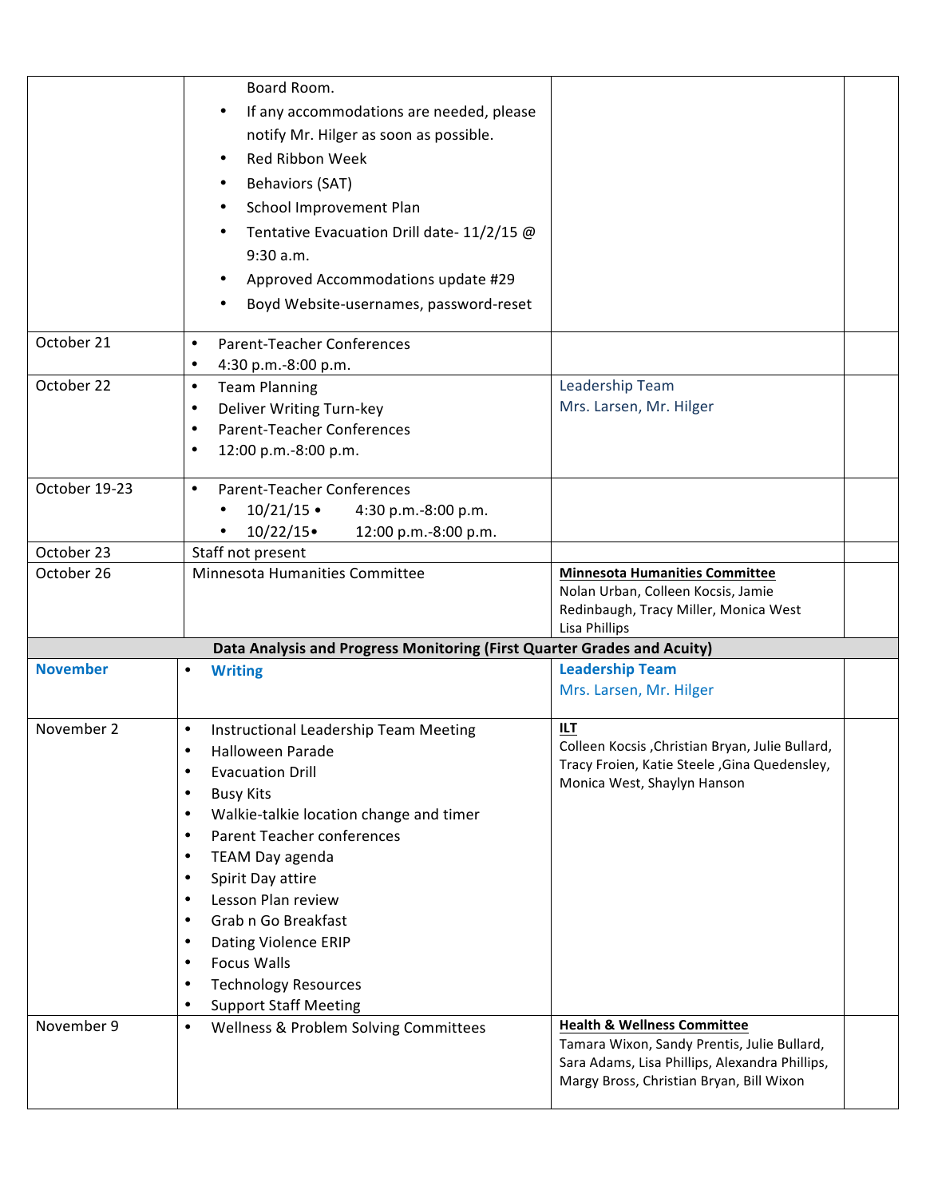| | | | |
|---|---|---|---|
| | Board Room.<br>• If any accommodations are needed, please notify Mr. Hilger as soon as possible.<br>• Red Ribbon Week<br>• Behaviors (SAT)<br>• School Improvement Plan<br>• Tentative Evacuation Drill date- 11/2/15 @ 9:30 a.m.<br>• Approved Accommodations update #29<br>• Boyd Website-usernames, password-reset | | |
| October 21 | • Parent-Teacher Conferences<br>• 4:30 p.m.-8:00 p.m. | | |
| October 22 | • Team Planning<br>• Deliver Writing Turn-key<br>• Parent-Teacher Conferences<br>• 12:00 p.m.-8:00 p.m. | Leadership Team<br>Mrs. Larsen, Mr. Hilger | |
| October 19-23 | • Parent-Teacher Conferences<br>• 10/21/15 • 4:30 p.m.-8:00 p.m.<br>• 10/22/15• 12:00 p.m.-8:00 p.m. | | |
| October 23 | Staff not present | | |
| October 26 | Minnesota Humanities Committee | **Minnesota Humanities Committee**<br>Nolan Urban, Colleen Kocsis, Jamie Redinbaugh, Tracy Miller, Monica West<br>Lisa Phillips | |
| **Data Analysis and Progress Monitoring (First Quarter Grades and Acuity)** | | | |
| **November** | • **Writing** | **Leadership Team**<br>Mrs. Larsen, Mr. Hilger | |
| November 2 | • Instructional Leadership Team Meeting<br>• Halloween Parade<br>• Evacuation Drill<br>• Busy Kits<br>• Walkie-talkie location change and timer<br>• Parent Teacher conferences<br>• TEAM Day agenda<br>• Spirit Day attire<br>• Lesson Plan review<br>• Grab n Go Breakfast<br>• Dating Violence ERIP<br>• Focus Walls<br>• Technology Resources<br>• Support Staff Meeting | **ILT**<br>Colleen Kocsis ,Christian Bryan, Julie Bullard, Tracy Froien, Katie Steele ,Gina Quedensley, Monica West, Shaylyn Hanson | |
| November 9 | • Wellness & Problem Solving Committees | **Health & Wellness Committee**<br>Tamara Wixon, Sandy Prentis, Julie Bullard, Sara Adams, Lisa Phillips, Alexandra Phillips, Margy Bross, Christian Bryan, Bill Wixon | |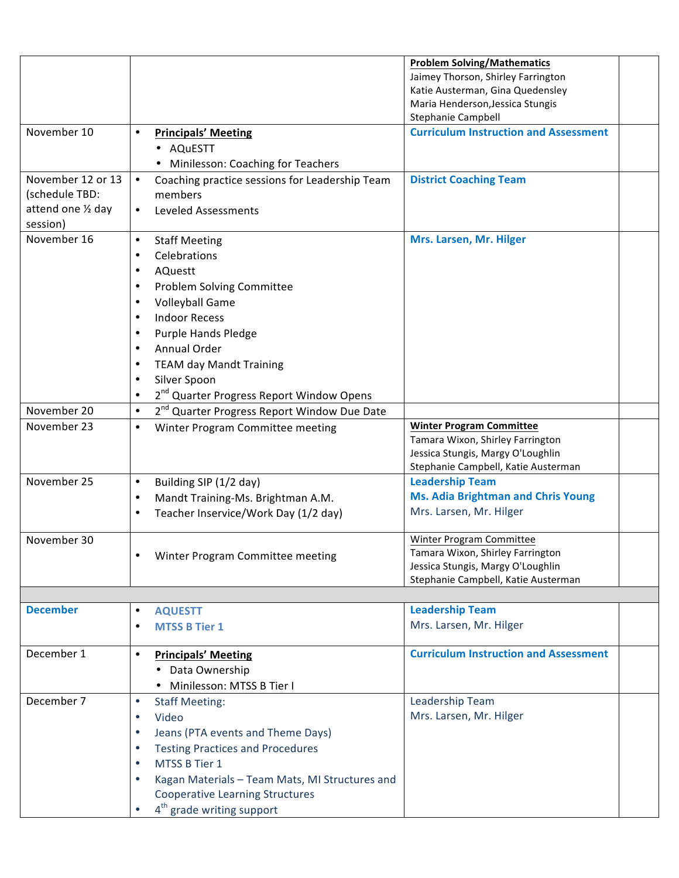| | | | |
|---|---|---|---|
| | | **Problem Solving/Mathematics**<br>Jaimey Thorson, Shirley Farrington<br>Katie Austerman, Gina Quedensley<br>Maria Henderson,Jessica Stungis<br>Stephanie Campbell | |
| November 10 | • **Principals' Meeting**<br>  • AQuESTT<br>  • Minilesson: Coaching for Teachers | **Curriculum Instruction and Assessment** | |
| November 12 or 13 (schedule TBD: attend one ½ day session) | • Coaching practice sessions for Leadership Team members<br>• Leveled Assessments | **District Coaching Team** | |
| November 16 | • Staff Meeting<br>• Celebrations<br>• AQuestt<br>• Problem Solving Committee<br>• Volleyball Game<br>• Indoor Recess<br>• Purple Hands Pledge<br>• Annual Order<br>• TEAM day Mandt Training<br>• Silver Spoon<br>• 2nd Quarter Progress Report Window Opens | **Mrs. Larsen, Mr. Hilger** | |
| November 20 | • 2nd Quarter Progress Report Window Due Date | | |
| November 23 | • Winter Program Committee meeting | **Winter Program Committee**<br>Tamara Wixon, Shirley Farrington<br>Jessica Stungis, Margy O'Loughlin<br>Stephanie Campbell, Katie Austerman | |
| November 25 | • Building SIP (1/2 day)<br>• Mandt Training-Ms. Brightman A.M.<br>• Teacher Inservice/Work Day (1/2 day) | **Leadership Team**<br>**Ms. Adia Brightman and Chris Young**<br>Mrs. Larsen, Mr. Hilger | |
| November 30 | • Winter Program Committee meeting | Winter Program Committee<br>Tamara Wixon, Shirley Farrington<br>Jessica Stungis, Margy O'Loughlin<br>Stephanie Campbell, Katie Austerman | |
| | | | |
| **December** | • **AQUESTT**<br>• **MTSS B Tier 1** | **Leadership Team**<br>Mrs. Larsen, Mr. Hilger | |
| December 1 | • **Principals' Meeting**<br>  • Data Ownership<br>  • Minilesson: MTSS B Tier I | **Curriculum Instruction and Assessment** | |
| December 7 | • Staff Meeting:<br>• Video<br>• Jeans (PTA events and Theme Days)<br>• Testing Practices and Procedures<br>• MTSS B Tier 1<br>• Kagan Materials – Team Mats, MI Structures and Cooperative Learning Structures<br>• 4th grade writing support | Leadership Team<br>Mrs. Larsen, Mr. Hilger | |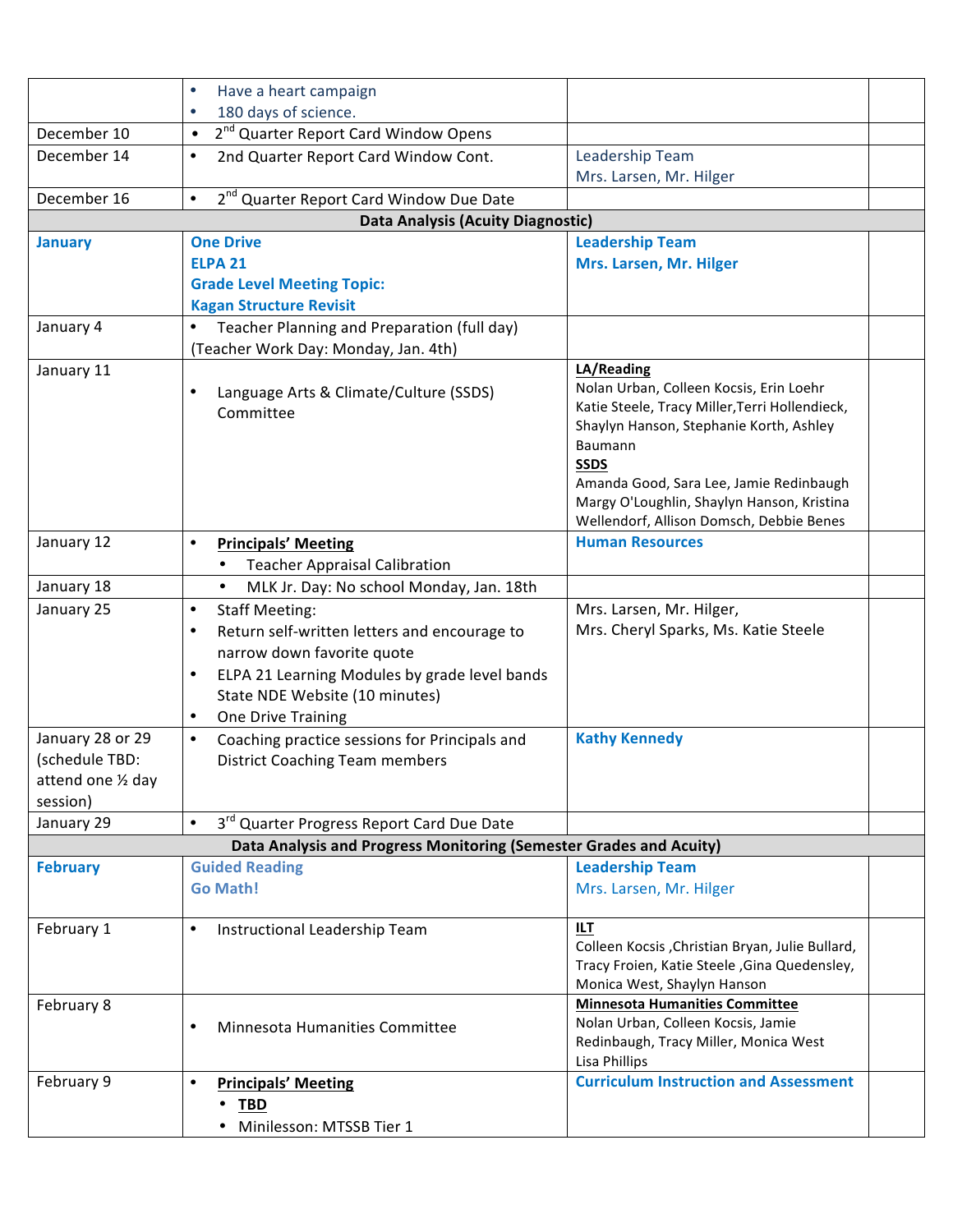| | | | |
|---|---|---|---|
| | • Have a heart campaign<br>• 180 days of science. | | |
| December 10 | • 2nd Quarter Report Card Window Opens | | |
| December 14 | • 2nd Quarter Report Card Window Cont. | Leadership Team<br>Mrs. Larsen, Mr. Hilger | |
| December 16 | • 2nd Quarter Report Card Window Due Date | | |
| **Data Analysis (Acuity Diagnostic)** | | | |
| **January** | **One Drive**<br>**ELPA 21**<br>**Grade Level Meeting Topic:**<br>**Kagan Structure Revisit** | **Leadership Team**<br>**Mrs. Larsen, Mr. Hilger** | |
| January 4 | • Teacher Planning and Preparation (full day) (Teacher Work Day: Monday, Jan. 4th) | | |
| January 11 | • Language Arts & Climate/Culture (SSDS) Committee | **LA/Reading**<br>Nolan Urban, Colleen Kocsis, Erin Loehr Katie Steele, Tracy Miller,Terri Hollendieck, Shaylyn Hanson, Stephanie Korth, Ashley Baumann<br>**SSDS**<br>Amanda Good, Sara Lee, Jamie Redinbaugh Margy O'Loughlin, Shaylyn Hanson, Kristina Wellendorf, Allison Domsch, Debbie Benes | |
| January 12 | • **Principals' Meeting**<br>  • Teacher Appraisal Calibration | **Human Resources** | |
| January 18 | • MLK Jr. Day: No school Monday, Jan. 18th | | |
| January 25 | • Staff Meeting:<br>• Return self-written letters and encourage to narrow down favorite quote<br>• ELPA 21 Learning Modules by grade level bands State NDE Website (10 minutes)<br>• One Drive Training | Mrs. Larsen, Mr. Hilger,<br>Mrs. Cheryl Sparks, Ms. Katie Steele | |
| January 28 or 29 (schedule TBD: attend one ½ day session) | • Coaching practice sessions for Principals and District Coaching Team members | **Kathy Kennedy** | |
| January 29 | • 3rd Quarter Progress Report Card Due Date | | |
| **Data Analysis and Progress Monitoring (Semester Grades and Acuity)** | | | |
| **February** | **Guided Reading**<br>**Go Math!** | **Leadership Team**<br>Mrs. Larsen, Mr. Hilger | |
| February 1 | • Instructional Leadership Team | **ILT**<br>Colleen Kocsis ,Christian Bryan, Julie Bullard, Tracy Froien, Katie Steele ,Gina Quedensley, Monica West, Shaylyn Hanson | |
| February 8 | • Minnesota Humanities Committee | **Minnesota Humanities Committee**<br>Nolan Urban, Colleen Kocsis, Jamie Redinbaugh, Tracy Miller, Monica West Lisa Phillips | |
| February 9 | • **Principals' Meeting**<br>  • **TBD**<br>  • Minilesson: MTSSB Tier 1 | **Curriculum Instruction and Assessment** | |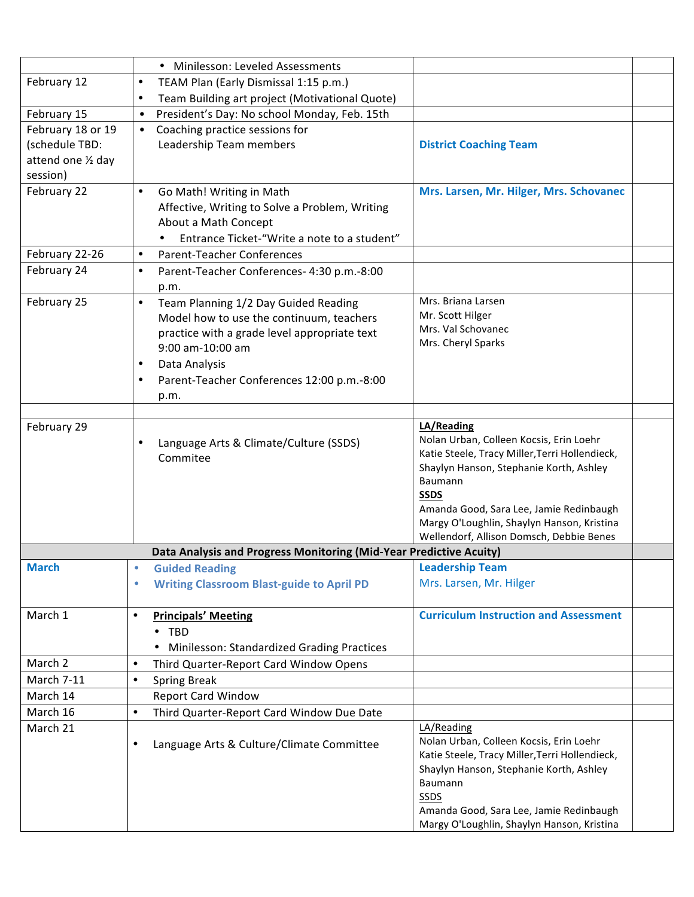| | | | |
|---|---|---|---|
| | • Minilesson: Leveled Assessments | | |
| February 12 | • TEAM Plan (Early Dismissal 1:15 p.m.)<br>• Team Building art project (Motivational Quote) | | |
| February 15 | • President's Day: No school Monday, Feb. 15th | | |
| February 18 or 19 (schedule TBD: attend one ½ day session) | • Coaching practice sessions for Leadership Team members | **District Coaching Team** | |
| February 22 | • Go Math! Writing in Math Affective, Writing to Solve a Problem, Writing About a Math Concept<br>  • Entrance Ticket-"Write a note to a student" | **Mrs. Larsen, Mr. Hilger, Mrs. Schovanec** | |
| February 22-26 | • Parent-Teacher Conferences | | |
| February 24 | • Parent-Teacher Conferences- 4:30 p.m.-8:00 p.m. | | |
| February 25 | • Team Planning 1/2 Day Guided Reading Model how to use the continuum, teachers practice with a grade level appropriate text 9:00 am-10:00 am<br>• Data Analysis<br>• Parent-Teacher Conferences 12:00 p.m.-8:00 p.m. | Mrs. Briana Larsen<br>Mr. Scott Hilger<br>Mrs. Val Schovanec<br>Mrs. Cheryl Sparks | |
| | | | |
| February 29 | • Language Arts & Climate/Culture (SSDS) Commitee | **LA/Reading**<br>Nolan Urban, Colleen Kocsis, Erin Loehr Katie Steele, Tracy Miller,Terri Hollendieck, Shaylyn Hanson, Stephanie Korth, Ashley Baumann<br>**SSDS**<br>Amanda Good, Sara Lee, Jamie Redinbaugh Margy O'Loughlin, Shaylyn Hanson, Kristina Wellendorf, Allison Domsch, Debbie Benes | |
| **Data Analysis and Progress Monitoring (Mid-Year Predictive Acuity)** | | | |
| **March** | • **Guided Reading**<br>• **Writing Classroom Blast-guide to April PD** | **Leadership Team**<br>Mrs. Larsen, Mr. Hilger | |
| March 1 | • **Principals' Meeting**<br>  • TBD<br>  • Minilesson: Standardized Grading Practices | **Curriculum Instruction and Assessment** | |
| March 2 | • Third Quarter-Report Card Window Opens | | |
| March 7-11 | • Spring Break | | |
| March 14 | Report Card Window | | |
| March 16 | • Third Quarter-Report Card Window Due Date | | |
| March 21 | • Language Arts & Culture/Climate Committee | LA/Reading<br>Nolan Urban, Colleen Kocsis, Erin Loehr Katie Steele, Tracy Miller,Terri Hollendieck, Shaylyn Hanson, Stephanie Korth, Ashley Baumann<br>SSDS<br>Amanda Good, Sara Lee, Jamie Redinbaugh Margy O'Loughlin, Shaylyn Hanson, Kristina | |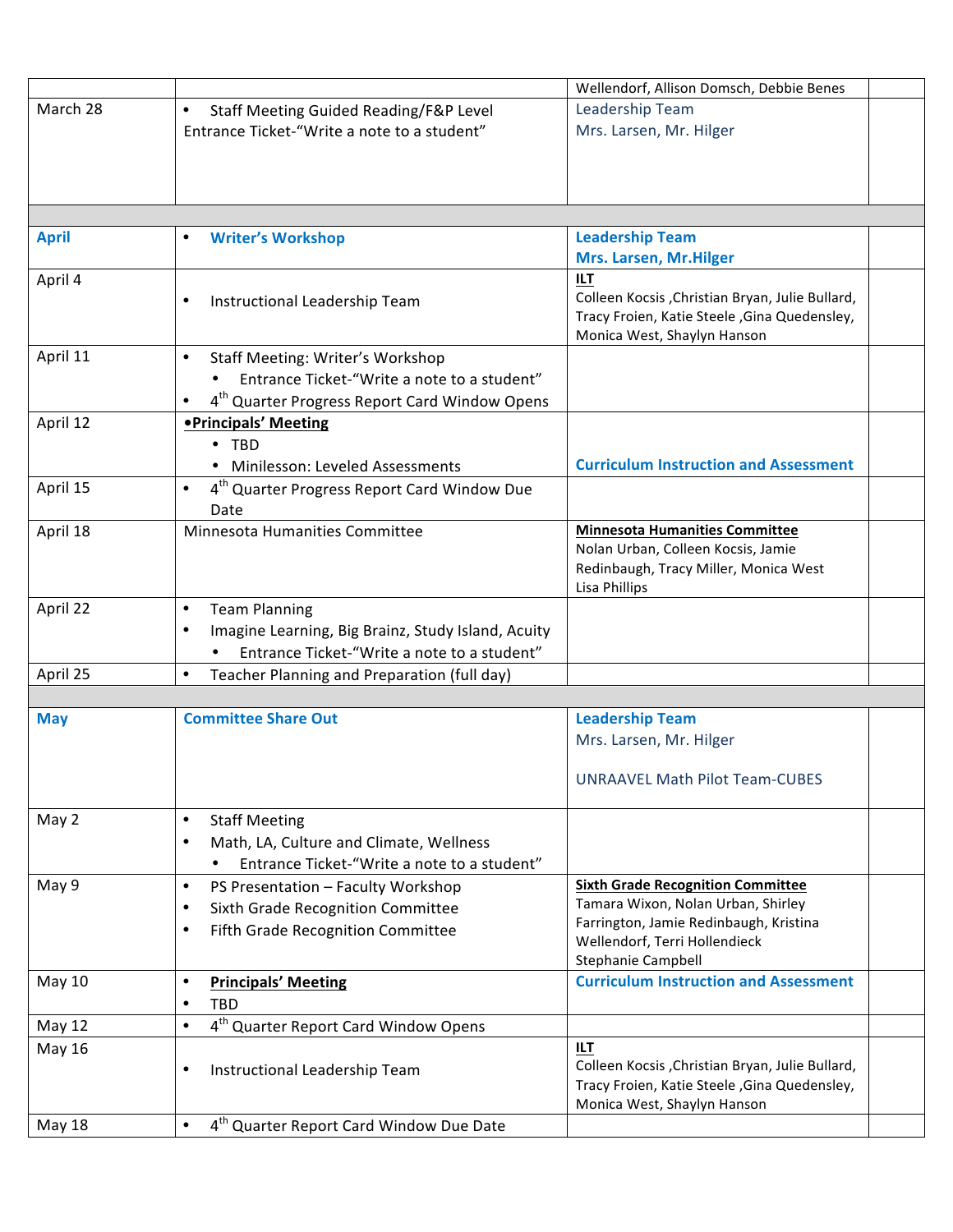| | | | |
|---|---|---|---|
| | | Wellendorf, Allison Domsch, Debbie Benes | |
| March 28 | • Staff Meeting Guided Reading/F&P Level Entrance Ticket-"Write a note to a student" | Leadership Team<br>Mrs. Larsen, Mr. Hilger | |
| | | | |
| **April** | • **Writer's Workshop** | **Leadership Team**<br>**Mrs. Larsen, Mr.Hilger** | |
| April 4 | • Instructional Leadership Team | **ILT**<br>Colleen Kocsis ,Christian Bryan, Julie Bullard, Tracy Froien, Katie Steele ,Gina Quedensley, Monica West, Shaylyn Hanson | |
| April 11 | • Staff Meeting: Writer's Workshop<br>  • Entrance Ticket-"Write a note to a student"<br>• 4th Quarter Progress Report Card Window Opens | | |
| April 12 | **•Principals' Meeting**<br>  • TBD<br>  • Minilesson: Leveled Assessments | **Curriculum Instruction and Assessment** | |
| April 15 | • 4th Quarter Progress Report Card Window Due Date | | |
| April 18 | Minnesota Humanities Committee | **Minnesota Humanities Committee**<br>Nolan Urban, Colleen Kocsis, Jamie Redinbaugh, Tracy Miller, Monica West<br>Lisa Phillips | |
| April 22 | • Team Planning<br>• Imagine Learning, Big Brainz, Study Island, Acuity<br>  • Entrance Ticket-"Write a note to a student" | | |
| April 25 | • Teacher Planning and Preparation (full day) | | |
| | | | |
| **May** | **Committee Share Out** | **Leadership Team**<br>Mrs. Larsen, Mr. Hilger<br><br>UNRAAVEL Math Pilot Team-CUBES | |
| May 2 | • Staff Meeting<br>• Math, LA, Culture and Climate, Wellness<br>  • Entrance Ticket-"Write a note to a student" | | |
| May 9 | • PS Presentation – Faculty Workshop<br>• Sixth Grade Recognition Committee<br>• Fifth Grade Recognition Committee | **Sixth Grade Recognition Committee**<br>Tamara Wixon, Nolan Urban, Shirley Farrington, Jamie Redinbaugh, Kristina Wellendorf, Terri Hollendieck<br>Stephanie Campbell | |
| May 10 | • **Principals' Meeting**<br>• TBD | **Curriculum Instruction and Assessment** | |
| May 12 | • 4th Quarter Report Card Window Opens | | |
| May 16 | • Instructional Leadership Team | **ILT**<br>Colleen Kocsis ,Christian Bryan, Julie Bullard, Tracy Froien, Katie Steele ,Gina Quedensley, Monica West, Shaylyn Hanson | |
| May 18 | • 4th Quarter Report Card Window Due Date | | |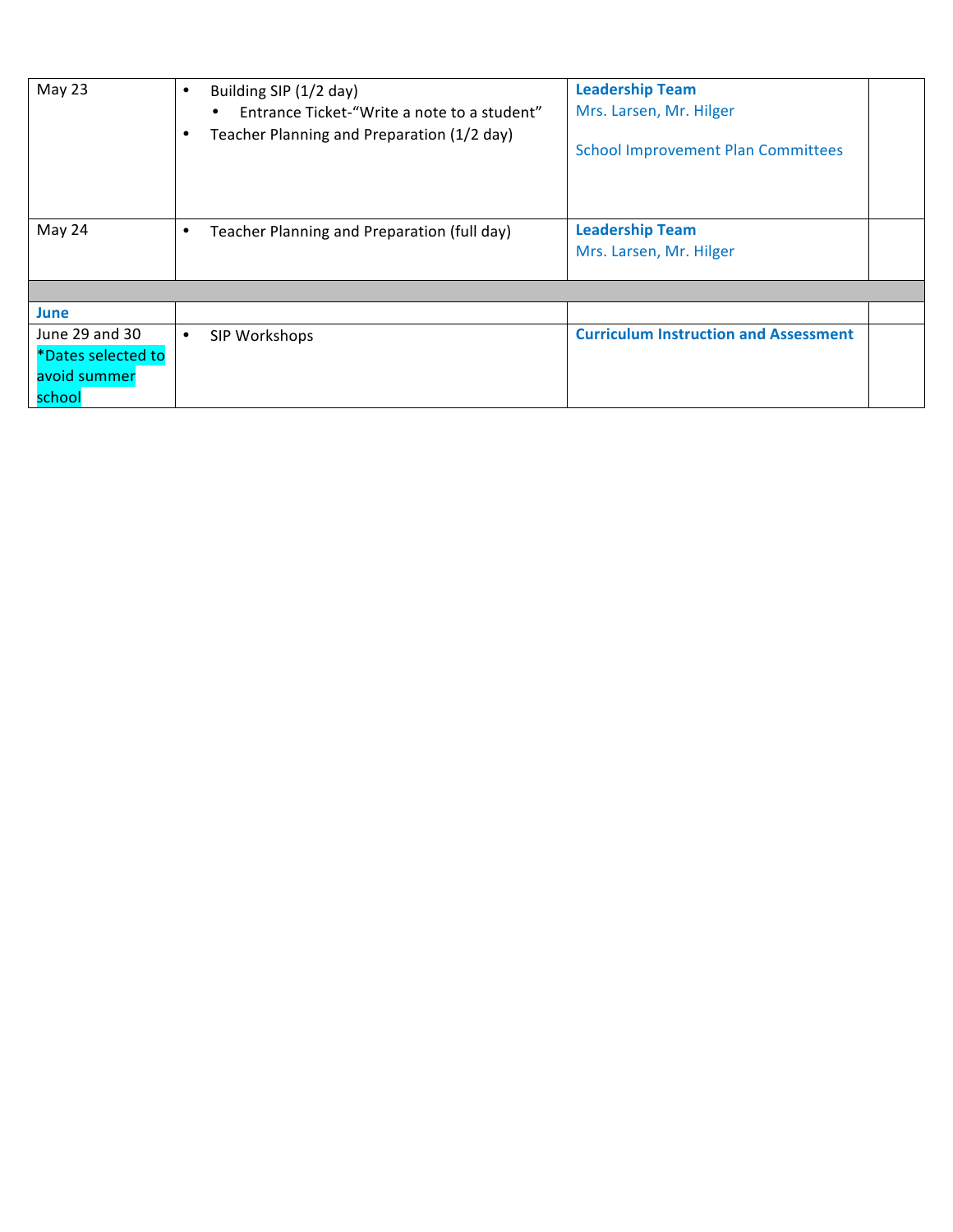| | | | |
|---|---|---|---|
| May 23 | • Building SIP (1/2 day)<br>  • Entrance Ticket-“Write a note to a student”<br>• Teacher Planning and Preparation (1/2 day) | **Leadership Team**<br>Mrs. Larsen, Mr. Hilger<br><br>School Improvement Plan Committees | |
| May 24 | • Teacher Planning and Preparation (full day) | **Leadership Team**<br>Mrs. Larsen, Mr. Hilger | |
| | | | |
| **June** | | | |
| June 29 and 30<br>*Dates selected to avoid summer school | • SIP Workshops | **Curriculum Instruction and Assessment** | |